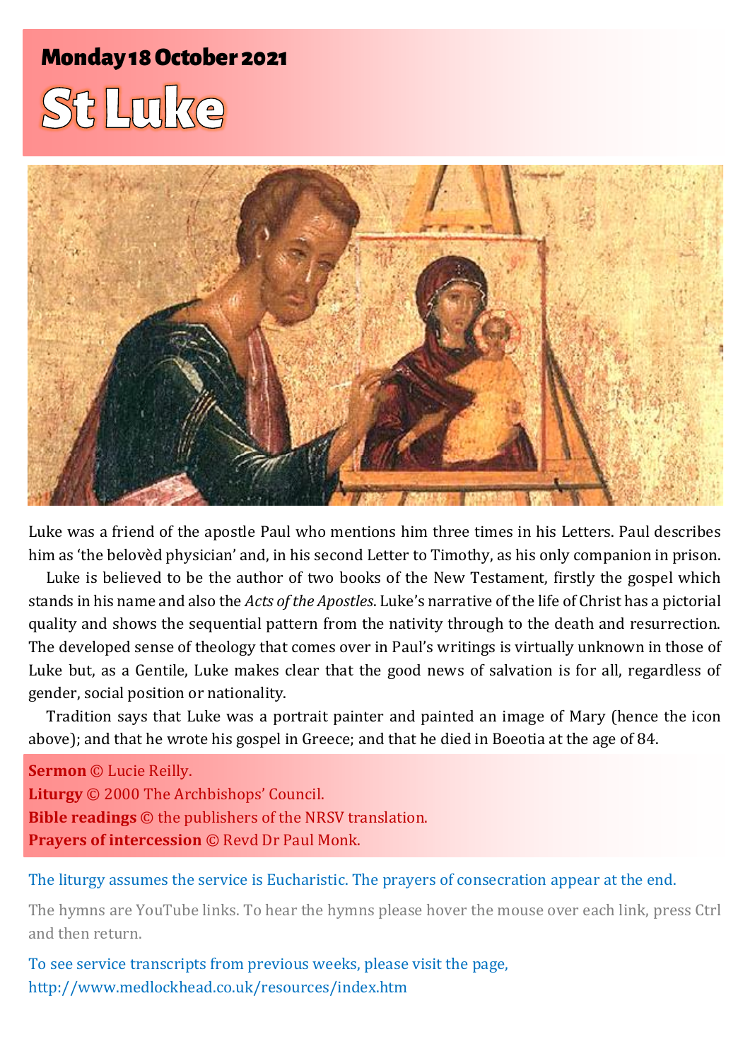# Monday 18 October 2021

# St Luke

Luke was a friend of the apostle Paul who mentions him three times in his Letters. Paul describes him as 'the belovèd physician' and, in his second Letter to Timothy, as his only companion in prison.

Luke is believed to be the author of two books of the New Testament, firstly the gospel which stands in his name and also the *Acts of the Apostles*. Luke's narrative of the life of Christ has a pictorial quality and shows the sequential pattern from the nativity through to the death and resurrection. The developed sense of theology that comes over in Paul's writings is virtually unknown in those of Luke but, as a Gentile, Luke makes clear that the good news of salvation is for all, regardless of gender, social position or nationality.

Tradition says that Luke was a portrait painter and painted an image of Mary (hence the icon above); and that he wrote his gospel in Greece; and that he died in Boeotia at the age of 84.

**Sermon** © Lucie Reilly.
**Liturgy** © 2000 The Archbishops' Council.
**Bible readings** © the publishers of the NRSV translation.
**Prayers of intercession** © Revd Dr Paul Monk.

The liturgy assumes the service is Eucharistic. The prayers of consecration appear at the end.

The hymns are YouTube links. To hear the hymns please hover the mouse over each link, press Ctrl and then return.

To see service transcripts from previous weeks, please visit the page, http://www.medlockhead.co.uk/resources/index.htm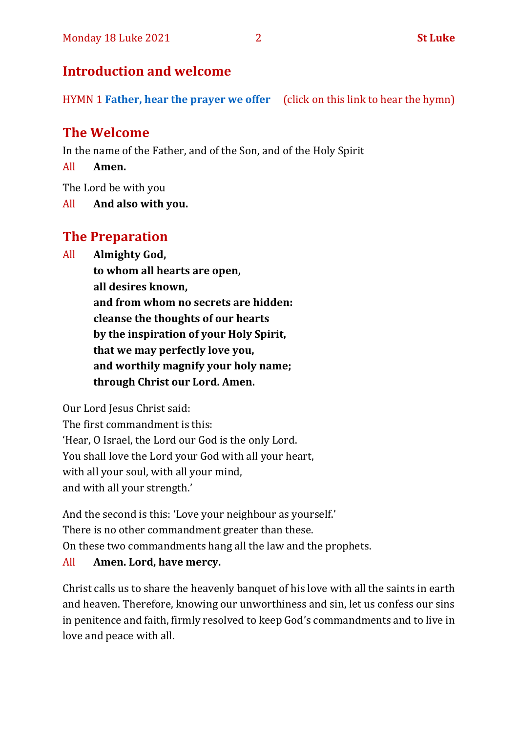## Introduction and welcome

HYMN 1 **Father, hear the prayer we offer** (click on this link to hear the hymn)

## The Welcome

In the name of the Father, and of the Son, and of the Holy Spirit

All **Amen.**

The Lord be with you

All **And also with you.**

## The Preparation

All **Almighty God,**
**to whom all hearts are open,**
**all desires known,**
**and from whom no secrets are hidden:**
**cleanse the thoughts of our hearts**
**by the inspiration of your Holy Spirit,**
**that we may perfectly love you,**
**and worthily magnify your holy name;**
**through Christ our Lord. Amen.**

Our Lord Jesus Christ said:
The first commandment is this:
'Hear, O Israel, the Lord our God is the only Lord.
You shall love the Lord your God with all your heart,
with all your soul, with all your mind,
and with all your strength.'

And the second is this: 'Love your neighbour as yourself.'
There is no other commandment greater than these.
On these two commandments hang all the law and the prophets.

All **Amen. Lord, have mercy.**

Christ calls us to share the heavenly banquet of his love with all the saints in earth and heaven. Therefore, knowing our unworthiness and sin, let us confess our sins in penitence and faith, firmly resolved to keep God's commandments and to live in love and peace with all.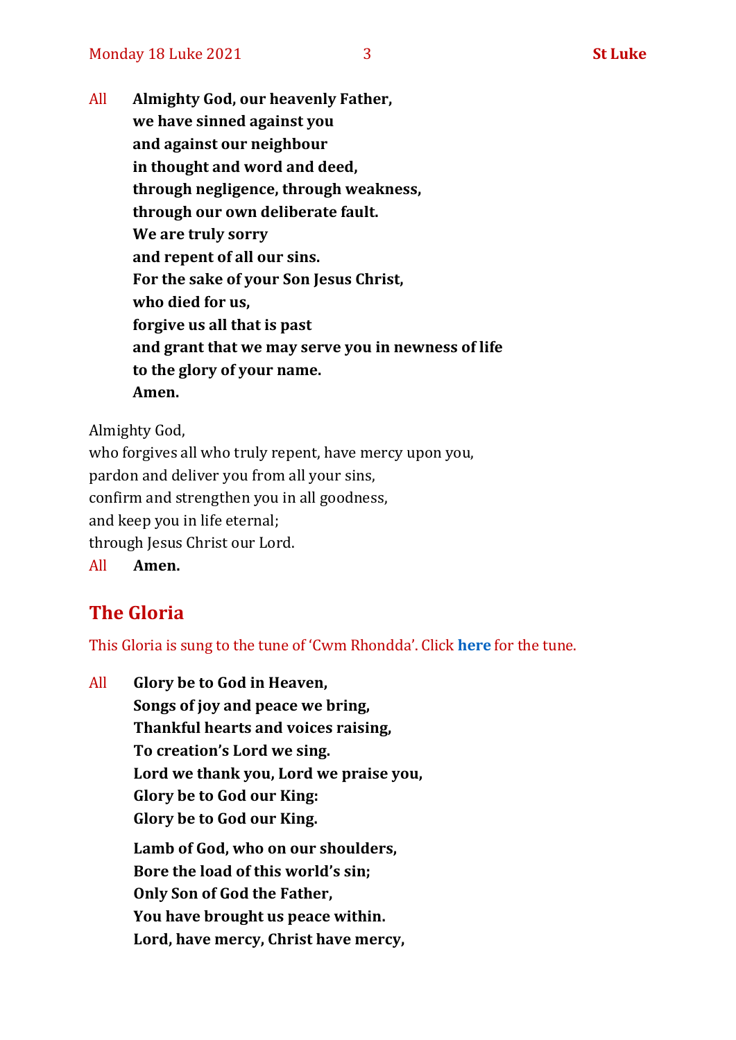All **Almighty God, our heavenly Father,**
**we have sinned against you**
**and against our neighbour**
**in thought and word and deed,**
**through negligence, through weakness,**
**through our own deliberate fault.**
**We are truly sorry**
**and repent of all our sins.**
**For the sake of your Son Jesus Christ,**
**who died for us,**
**forgive us all that is past**
**and grant that we may serve you in newness of life**
**to the glory of your name.**
**Amen.**

Almighty God,
who forgives all who truly repent, have mercy upon you,
pardon and deliver you from all your sins,
confirm and strengthen you in all goodness,
and keep you in life eternal;
through Jesus Christ our Lord.

All **Amen.**

## The Gloria

This Gloria is sung to the tune of 'Cwm Rhondda'. Click **here** for the tune.

All **Glory be to God in Heaven,**
**Songs of joy and peace we bring,**
**Thankful hearts and voices raising,**
**To creation's Lord we sing.**
**Lord we thank you, Lord we praise you,**
**Glory be to God our King:**
**Glory be to God our King.**

**Lamb of God, who on our shoulders,**
**Bore the load of this world's sin;**
**Only Son of God the Father,**
**You have brought us peace within.**
**Lord, have mercy, Christ have mercy,**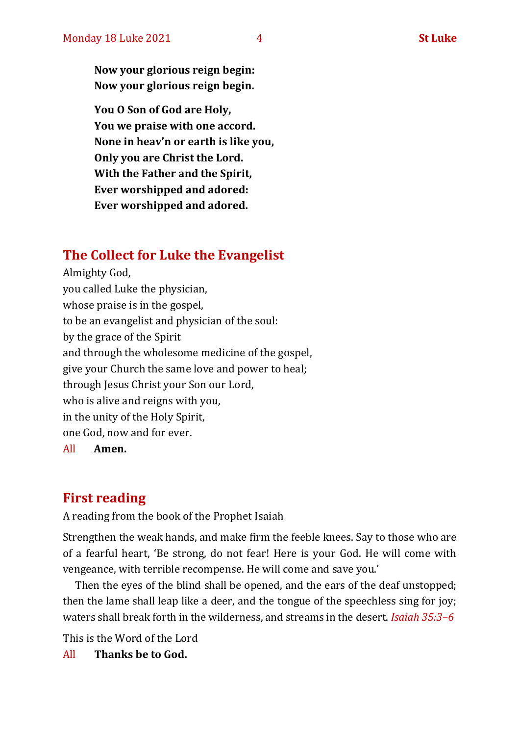**Now your glorious reign begin:**
**Now your glorious reign begin.**

**You O Son of God are Holy,**
**You we praise with one accord.**
**None in heav'n or earth is like you,**
**Only you are Christ the Lord.**
**With the Father and the Spirit,**
**Ever worshipped and adored:**
**Ever worshipped and adored.**

## The Collect for Luke the Evangelist

Almighty God,
you called Luke the physician,
whose praise is in the gospel,
to be an evangelist and physician of the soul:
by the grace of the Spirit
and through the wholesome medicine of the gospel,
give your Church the same love and power to heal;
through Jesus Christ your Son our Lord,
who is alive and reigns with you,
in the unity of the Holy Spirit,
one God, now and for ever.

All **Amen.**

## First reading

A reading from the book of the Prophet Isaiah

Strengthen the weak hands, and make firm the feeble knees. Say to those who are of a fearful heart, 'Be strong, do not fear! Here is your God. He will come with vengeance, with terrible recompense. He will come and save you.'

Then the eyes of the blind shall be opened, and the ears of the deaf unstopped; then the lame shall leap like a deer, and the tongue of the speechless sing for joy; waters shall break forth in the wilderness, and streams in the desert. *Isaiah 35:3–6*

This is the Word of the Lord

All **Thanks be to God.**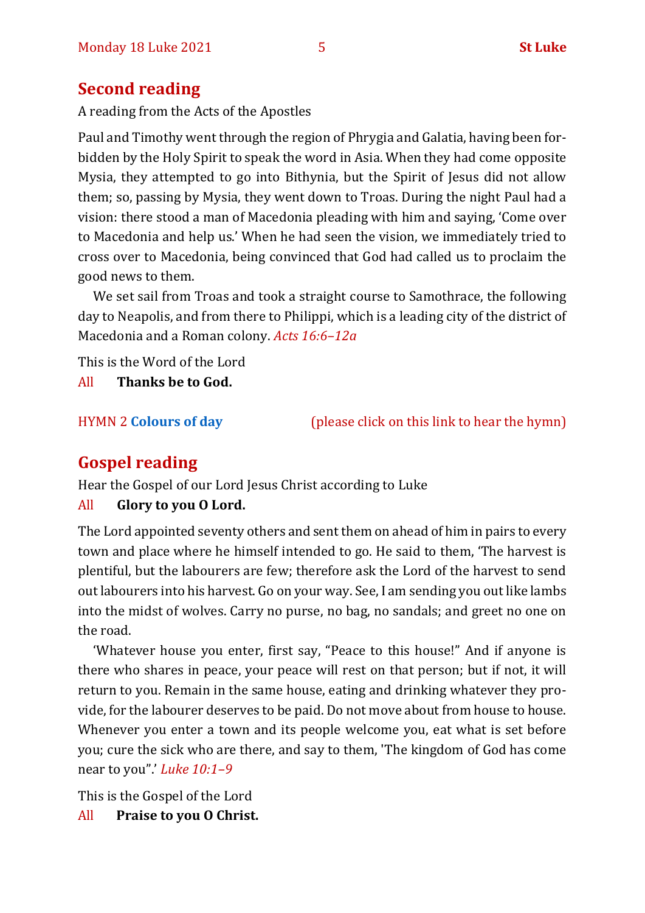## Second reading

A reading from the Acts of the Apostles

Paul and Timothy went through the region of Phrygia and Galatia, having been forbidden by the Holy Spirit to speak the word in Asia. When they had come opposite Mysia, they attempted to go into Bithynia, but the Spirit of Jesus did not allow them; so, passing by Mysia, they went down to Troas. During the night Paul had a vision: there stood a man of Macedonia pleading with him and saying, 'Come over to Macedonia and help us.' When he had seen the vision, we immediately tried to cross over to Macedonia, being convinced that God had called us to proclaim the good news to them.

We set sail from Troas and took a straight course to Samothrace, the following day to Neapolis, and from there to Philippi, which is a leading city of the district of Macedonia and a Roman colony. *Acts 16:6–12a*

This is the Word of the Lord

All **Thanks be to God.**

HYMN 2 **Colours of day** (please click on this link to hear the hymn)

## Gospel reading

Hear the Gospel of our Lord Jesus Christ according to Luke

All **Glory to you O Lord.**

The Lord appointed seventy others and sent them on ahead of him in pairs to every town and place where he himself intended to go. He said to them, 'The harvest is plentiful, but the labourers are few; therefore ask the Lord of the harvest to send out labourers into his harvest. Go on your way. See, I am sending you out like lambs into the midst of wolves. Carry no purse, no bag, no sandals; and greet no one on the road.

'Whatever house you enter, first say, "Peace to this house!" And if anyone is there who shares in peace, your peace will rest on that person; but if not, it will return to you. Remain in the same house, eating and drinking whatever they provide, for the labourer deserves to be paid. Do not move about from house to house. Whenever you enter a town and its people welcome you, eat what is set before you; cure the sick who are there, and say to them, 'The kingdom of God has come near to you".' *Luke 10:1–9*

This is the Gospel of the Lord

All **Praise to you O Christ.**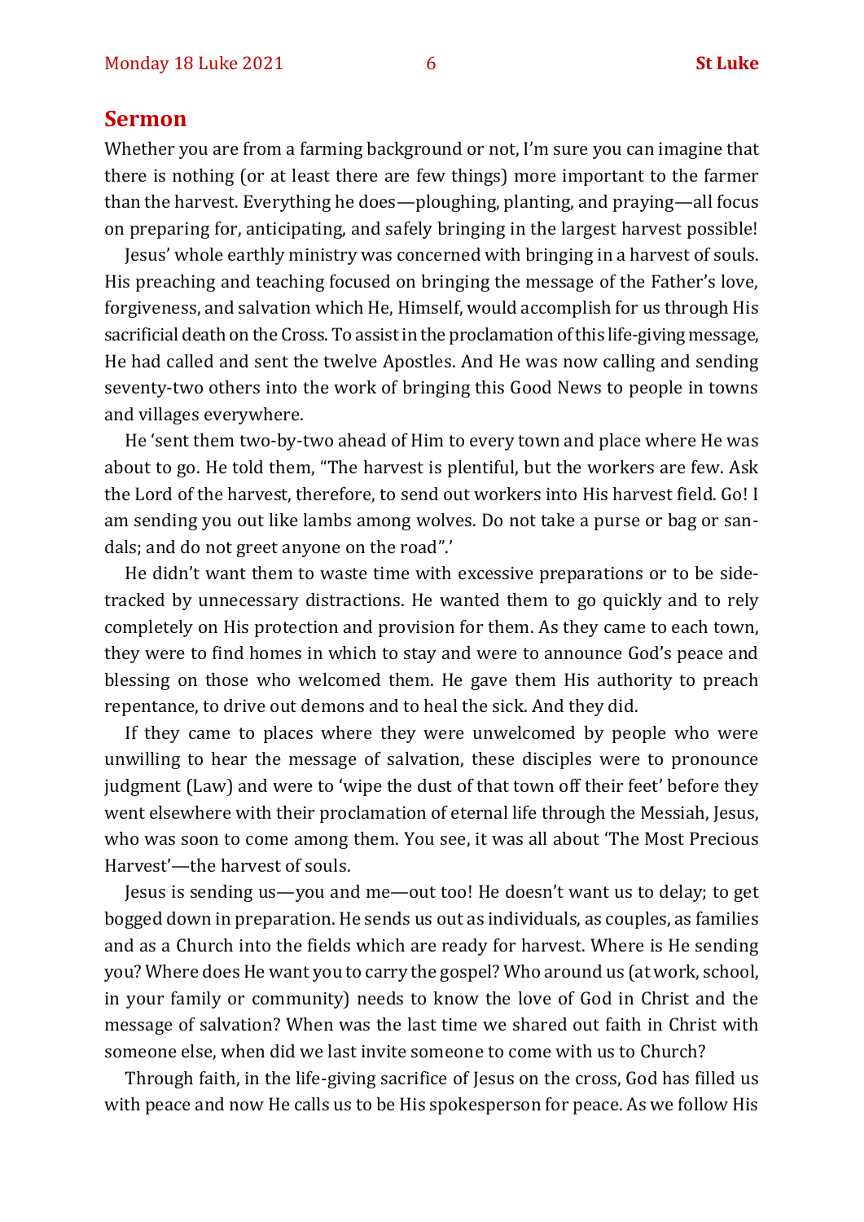## Sermon

Whether you are from a farming background or not, I'm sure you can imagine that there is nothing (or at least there are few things) more important to the farmer than the harvest. Everything he does—ploughing, planting, and praying—all focus on preparing for, anticipating, and safely bringing in the largest harvest possible!

Jesus' whole earthly ministry was concerned with bringing in a harvest of souls. His preaching and teaching focused on bringing the message of the Father's love, forgiveness, and salvation which He, Himself, would accomplish for us through His sacrificial death on the Cross. To assist in the proclamation of this life-giving message, He had called and sent the twelve Apostles. And He was now calling and sending seventy-two others into the work of bringing this Good News to people in towns and villages everywhere.

He 'sent them two-by-two ahead of Him to every town and place where He was about to go. He told them, "The harvest is plentiful, but the workers are few. Ask the Lord of the harvest, therefore, to send out workers into His harvest field. Go! I am sending you out like lambs among wolves. Do not take a purse or bag or sandals; and do not greet anyone on the road".'

He didn't want them to waste time with excessive preparations or to be sidetracked by unnecessary distractions. He wanted them to go quickly and to rely completely on His protection and provision for them. As they came to each town, they were to find homes in which to stay and were to announce God's peace and blessing on those who welcomed them. He gave them His authority to preach repentance, to drive out demons and to heal the sick. And they did.

If they came to places where they were unwelcomed by people who were unwilling to hear the message of salvation, these disciples were to pronounce judgment (Law) and were to 'wipe the dust of that town off their feet' before they went elsewhere with their proclamation of eternal life through the Messiah, Jesus, who was soon to come among them. You see, it was all about 'The Most Precious Harvest'—the harvest of souls.

Jesus is sending us—you and me—out too! He doesn't want us to delay; to get bogged down in preparation. He sends us out as individuals, as couples, as families and as a Church into the fields which are ready for harvest. Where is He sending you? Where does He want you to carry the gospel? Who around us (at work, school, in your family or community) needs to know the love of God in Christ and the message of salvation? When was the last time we shared out faith in Christ with someone else, when did we last invite someone to come with us to Church?

Through faith, in the life-giving sacrifice of Jesus on the cross, God has filled us with peace and now He calls us to be His spokesperson for peace. As we follow His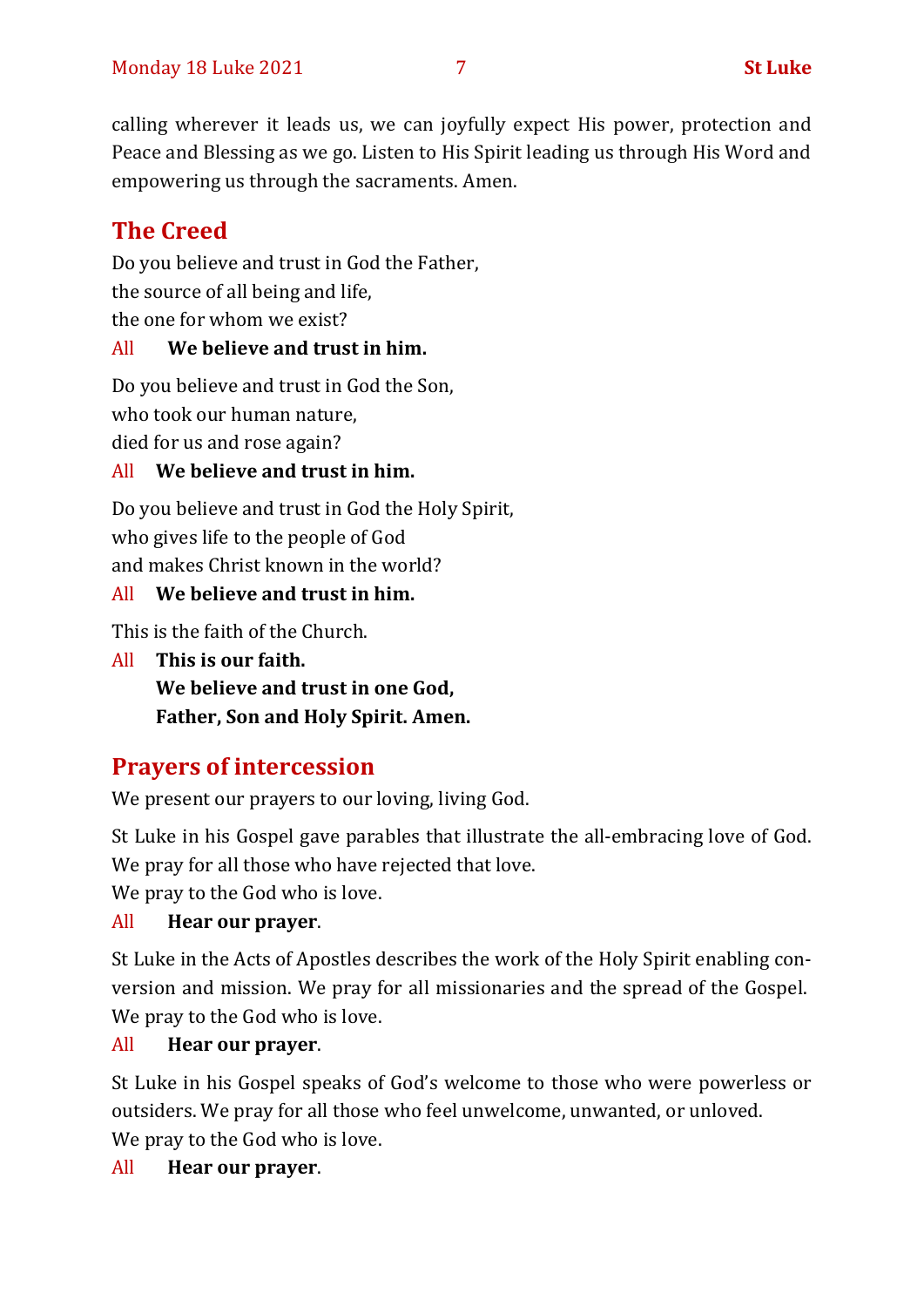calling wherever it leads us, we can joyfully expect His power, protection and Peace and Blessing as we go. Listen to His Spirit leading us through His Word and empowering us through the sacraments. Amen.

## The Creed

Do you believe and trust in God the Father,
the source of all being and life,
the one for whom we exist?

All **We believe and trust in him.**

Do you believe and trust in God the Son,
who took our human nature,
died for us and rose again?

All **We believe and trust in him.**

Do you believe and trust in God the Holy Spirit,
who gives life to the people of God
and makes Christ known in the world?

All **We believe and trust in him.**

This is the faith of the Church.

All **This is our faith.**
**We believe and trust in one God,**
**Father, Son and Holy Spirit. Amen.**

## Prayers of intercession

We present our prayers to our loving, living God.

St Luke in his Gospel gave parables that illustrate the all-embracing love of God. We pray for all those who have rejected that love.
We pray to the God who is love.

All **Hear our prayer**.

St Luke in the Acts of Apostles describes the work of the Holy Spirit enabling conversion and mission. We pray for all missionaries and the spread of the Gospel.
We pray to the God who is love.

All **Hear our prayer**.

St Luke in his Gospel speaks of God's welcome to those who were powerless or outsiders. We pray for all those who feel unwelcome, unwanted, or unloved.
We pray to the God who is love.

All **Hear our prayer**.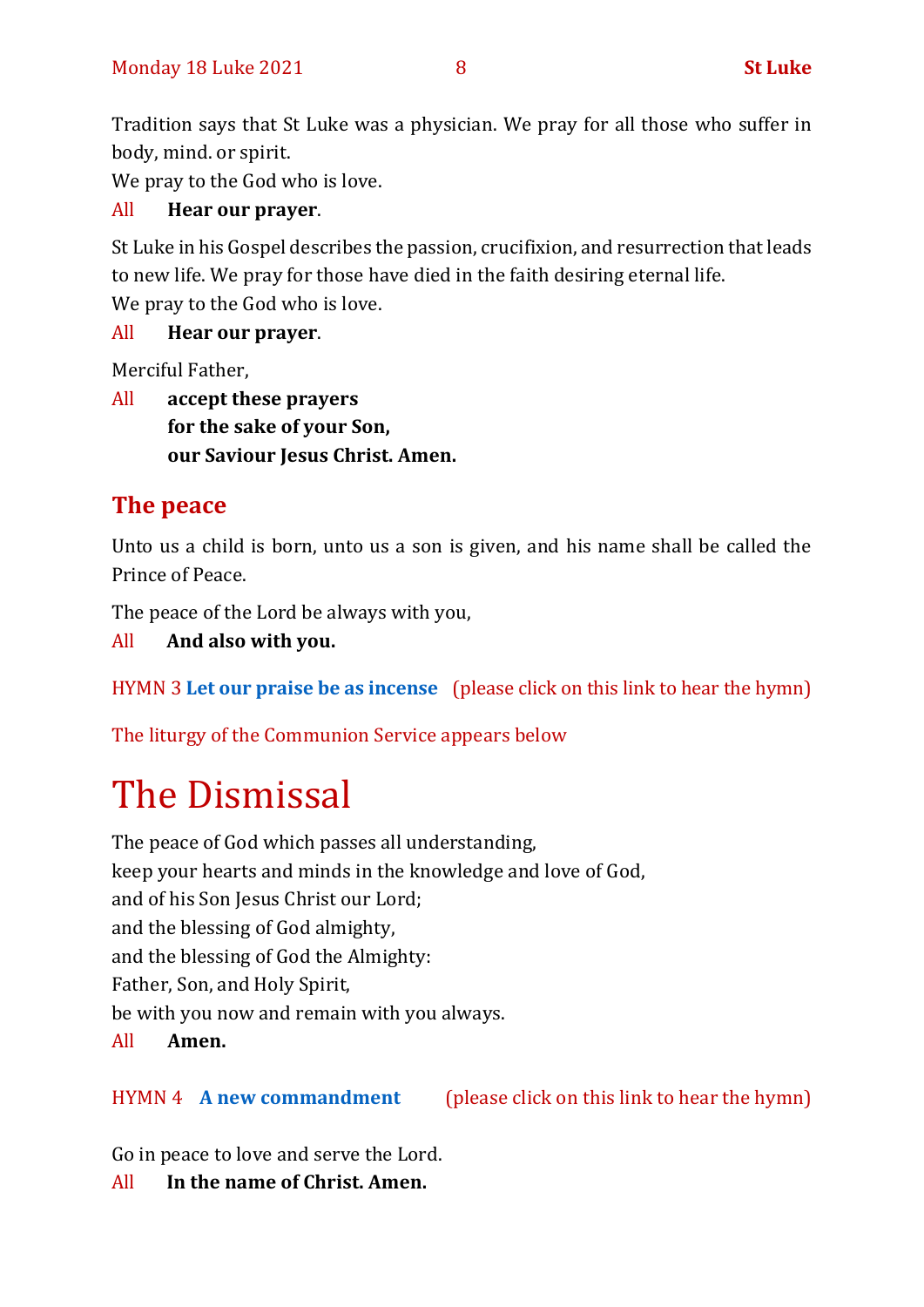Tradition says that St Luke was a physician. We pray for all those who suffer in body, mind. or spirit.

We pray to the God who is love.

All **Hear our prayer**.

St Luke in his Gospel describes the passion, crucifixion, and resurrection that leads to new life. We pray for those have died in the faith desiring eternal life.

We pray to the God who is love.

All **Hear our prayer**.

Merciful Father,

All **accept these prayers**
**for the sake of your Son,**
**our Saviour Jesus Christ. Amen.**

## The peace

Unto us a child is born, unto us a son is given, and his name shall be called the Prince of Peace.

The peace of the Lord be always with you,

All **And also with you.**

HYMN 3 **Let our praise be as incense** (please click on this link to hear the hymn)

The liturgy of the Communion Service appears below

# The Dismissal

The peace of God which passes all understanding,
keep your hearts and minds in the knowledge and love of God,
and of his Son Jesus Christ our Lord;
and the blessing of God almighty,
and the blessing of God the Almighty:
Father, Son, and Holy Spirit,
be with you now and remain with you always.

All **Amen.**

HYMN 4 **A new commandment** (please click on this link to hear the hymn)

Go in peace to love and serve the Lord.

All **In the name of Christ. Amen.**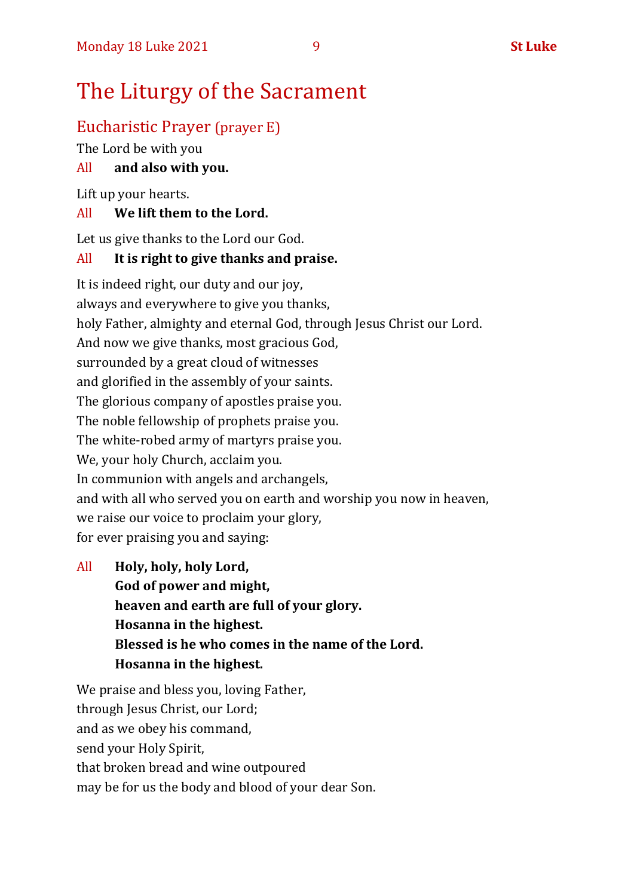# The Liturgy of the Sacrament

## Eucharistic Prayer (prayer E)

The Lord be with you

All **and also with you.**

Lift up your hearts.

All **We lift them to the Lord.**

Let us give thanks to the Lord our God.

All **It is right to give thanks and praise.**

It is indeed right, our duty and our joy,
always and everywhere to give you thanks,
holy Father, almighty and eternal God, through Jesus Christ our Lord.
And now we give thanks, most gracious God,
surrounded by a great cloud of witnesses
and glorified in the assembly of your saints.
The glorious company of apostles praise you.
The noble fellowship of prophets praise you.
The white-robed army of martyrs praise you.
We, your holy Church, acclaim you.
In communion with angels and archangels,
and with all who served you on earth and worship you now in heaven,
we raise our voice to proclaim your glory,
for ever praising you and saying:

All **Holy, holy, holy Lord,**
**God of power and might,**
**heaven and earth are full of your glory.**
**Hosanna in the highest.**
**Blessed is he who comes in the name of the Lord.**
**Hosanna in the highest.**

We praise and bless you, loving Father,
through Jesus Christ, our Lord;
and as we obey his command,
send your Holy Spirit,
that broken bread and wine outpoured
may be for us the body and blood of your dear Son.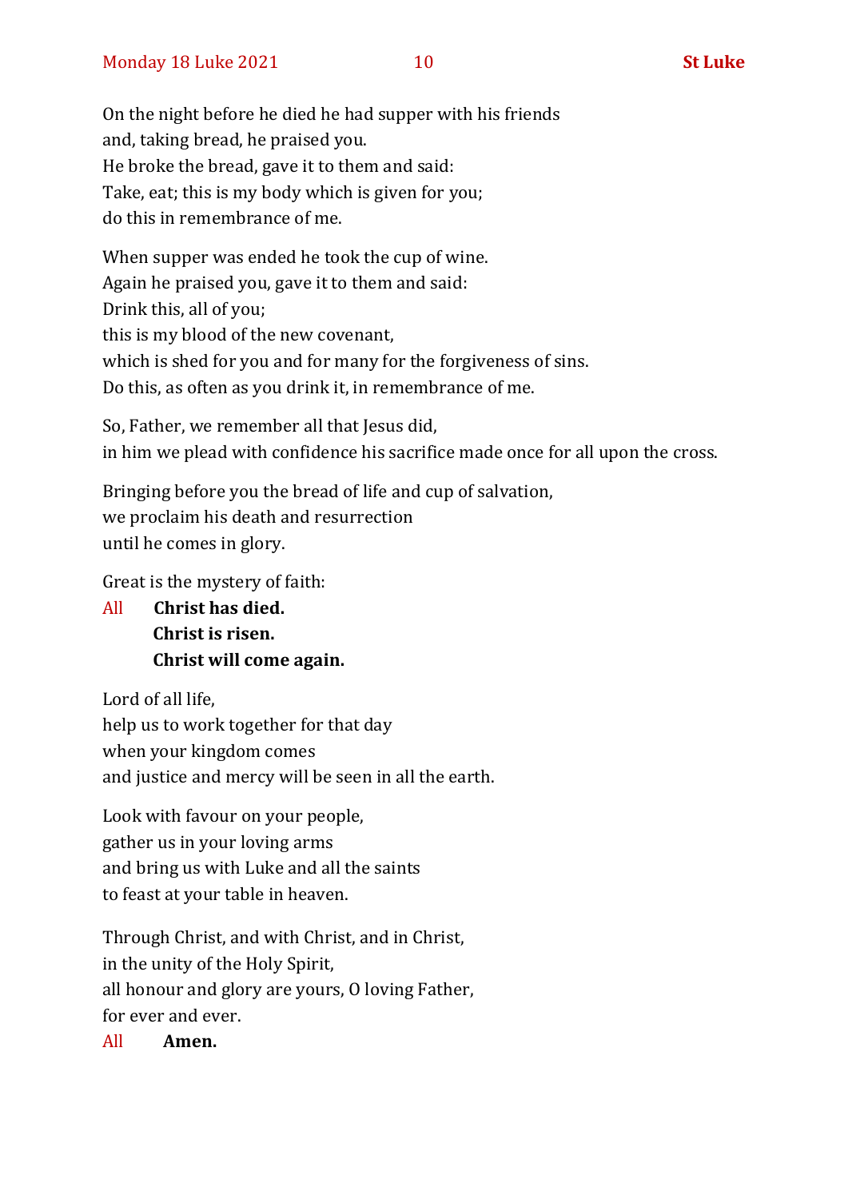On the night before he died he had supper with his friends
and, taking bread, he praised you.
He broke the bread, gave it to them and said:
Take, eat; this is my body which is given for you;
do this in remembrance of me.

When supper was ended he took the cup of wine.
Again he praised you, gave it to them and said:
Drink this, all of you;
this is my blood of the new covenant,
which is shed for you and for many for the forgiveness of sins.
Do this, as often as you drink it, in remembrance of me.

So, Father, we remember all that Jesus did,
in him we plead with confidence his sacrifice made once for all upon the cross.

Bringing before you the bread of life and cup of salvation,
we proclaim his death and resurrection
until he comes in glory.

Great is the mystery of faith:

All **Christ has died.**
**Christ is risen.**
**Christ will come again.**

Lord of all life,
help us to work together for that day
when your kingdom comes
and justice and mercy will be seen in all the earth.

Look with favour on your people,
gather us in your loving arms
and bring us with Luke and all the saints
to feast at your table in heaven.

Through Christ, and with Christ, and in Christ,
in the unity of the Holy Spirit,
all honour and glory are yours, O loving Father,
for ever and ever.

All **Amen.**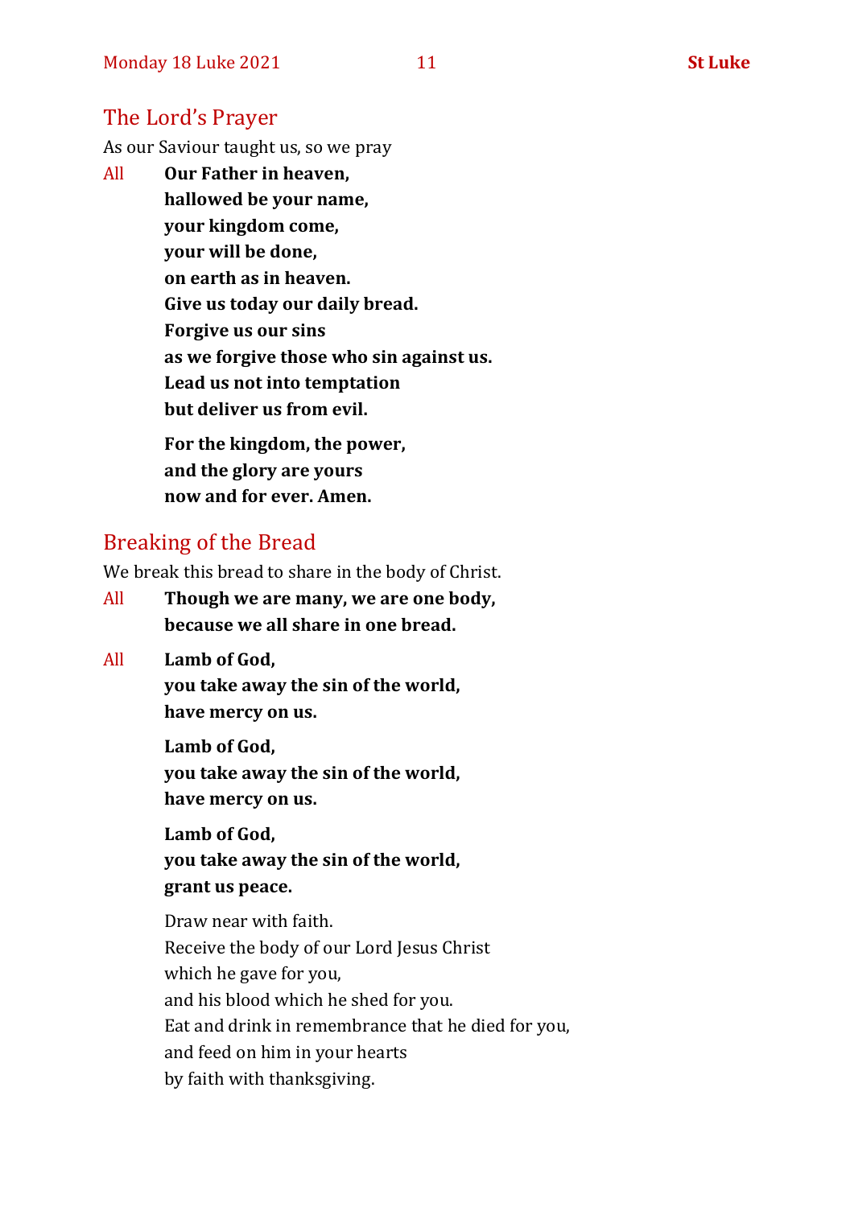## The Lord's Prayer

As our Saviour taught us, so we pray

All **Our Father in heaven,**
**hallowed be your name,**
**your kingdom come,**
**your will be done,**
**on earth as in heaven.**
**Give us today our daily bread.**
**Forgive us our sins**
**as we forgive those who sin against us.**
**Lead us not into temptation**
**but deliver us from evil.**

**For the kingdom, the power,**
**and the glory are yours**
**now and for ever. Amen.**

## Breaking of the Bread

We break this bread to share in the body of Christ.

All **Though we are many, we are one body,**
**because we all share in one bread.**

All **Lamb of God,**
**you take away the sin of the world,**
**have mercy on us.**

**Lamb of God,**
**you take away the sin of the world,**
**have mercy on us.**

**Lamb of God,**
**you take away the sin of the world,**
**grant us peace.**

Draw near with faith.
Receive the body of our Lord Jesus Christ
which he gave for you,
and his blood which he shed for you.
Eat and drink in remembrance that he died for you,
and feed on him in your hearts
by faith with thanksgiving.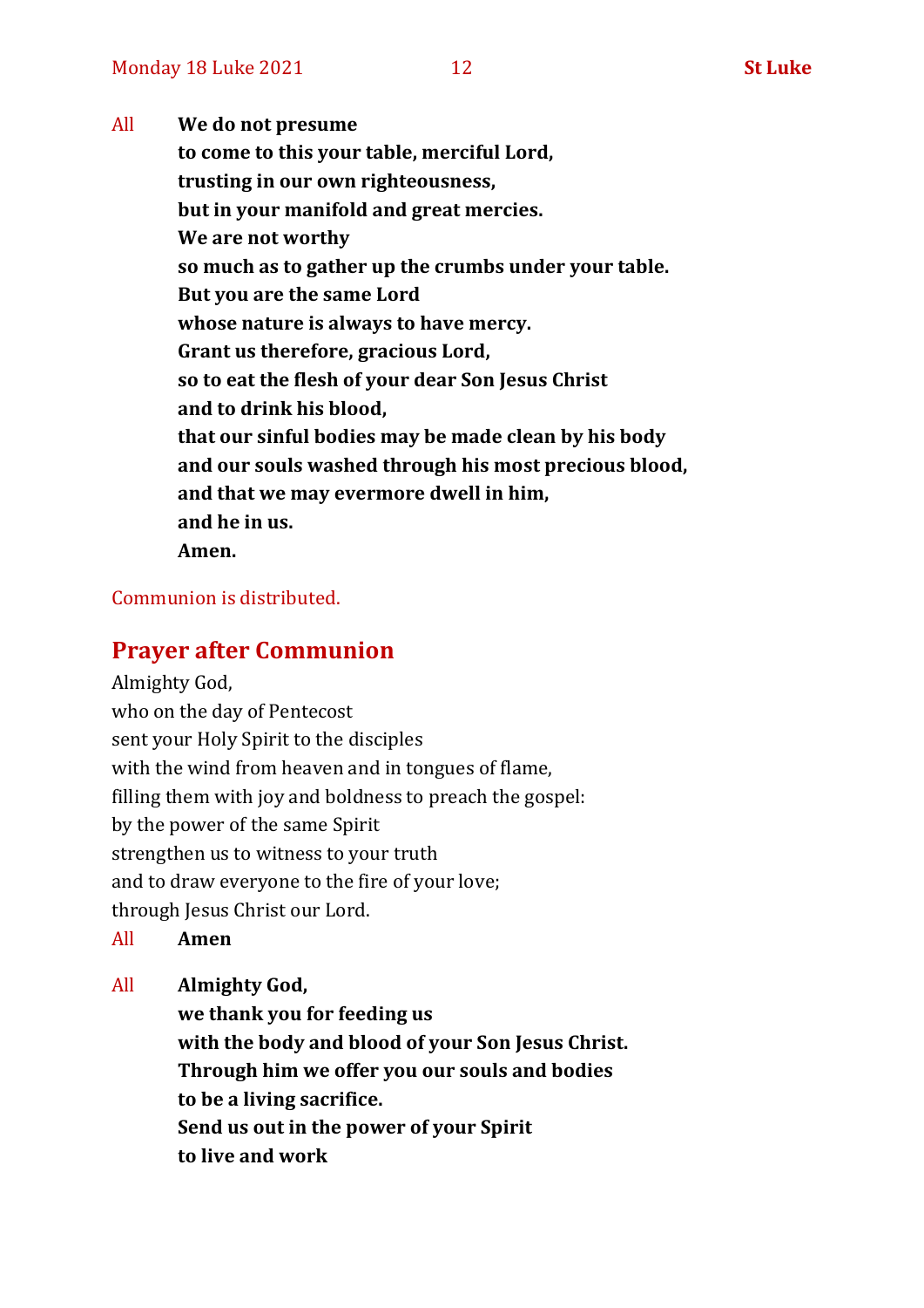All **We do not presume**
**to come to this your table, merciful Lord,**
**trusting in our own righteousness,**
**but in your manifold and great mercies.**
**We are not worthy**
**so much as to gather up the crumbs under your table.**
**But you are the same Lord**
**whose nature is always to have mercy.**
**Grant us therefore, gracious Lord,**
**so to eat the flesh of your dear Son Jesus Christ**
**and to drink his blood,**
**that our sinful bodies may be made clean by his body**
**and our souls washed through his most precious blood,**
**and that we may evermore dwell in him,**
**and he in us.**
**Amen.**

Communion is distributed.

## Prayer after Communion

Almighty God,
who on the day of Pentecost
sent your Holy Spirit to the disciples
with the wind from heaven and in tongues of flame,
filling them with joy and boldness to preach the gospel:
by the power of the same Spirit
strengthen us to witness to your truth
and to draw everyone to the fire of your love;
through Jesus Christ our Lord.

All **Amen**

All **Almighty God,**
**we thank you for feeding us**
**with the body and blood of your Son Jesus Christ.**
**Through him we offer you our souls and bodies**
**to be a living sacrifice.**
**Send us out in the power of your Spirit**
**to live and work**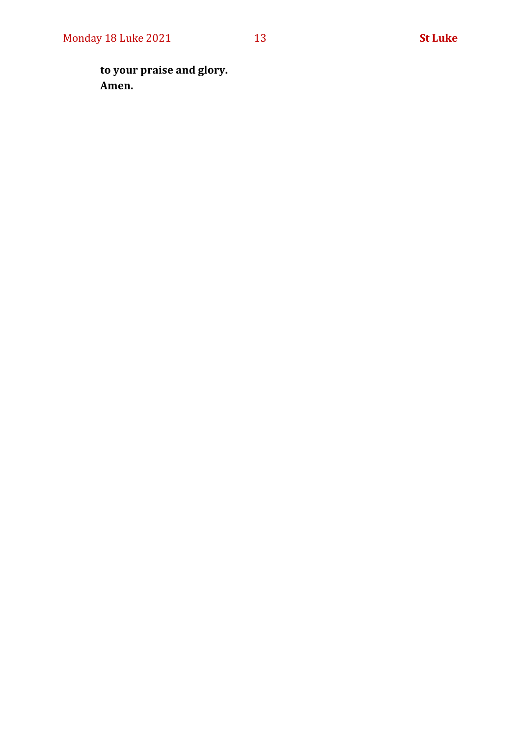**to your praise and glory.**
**Amen.**